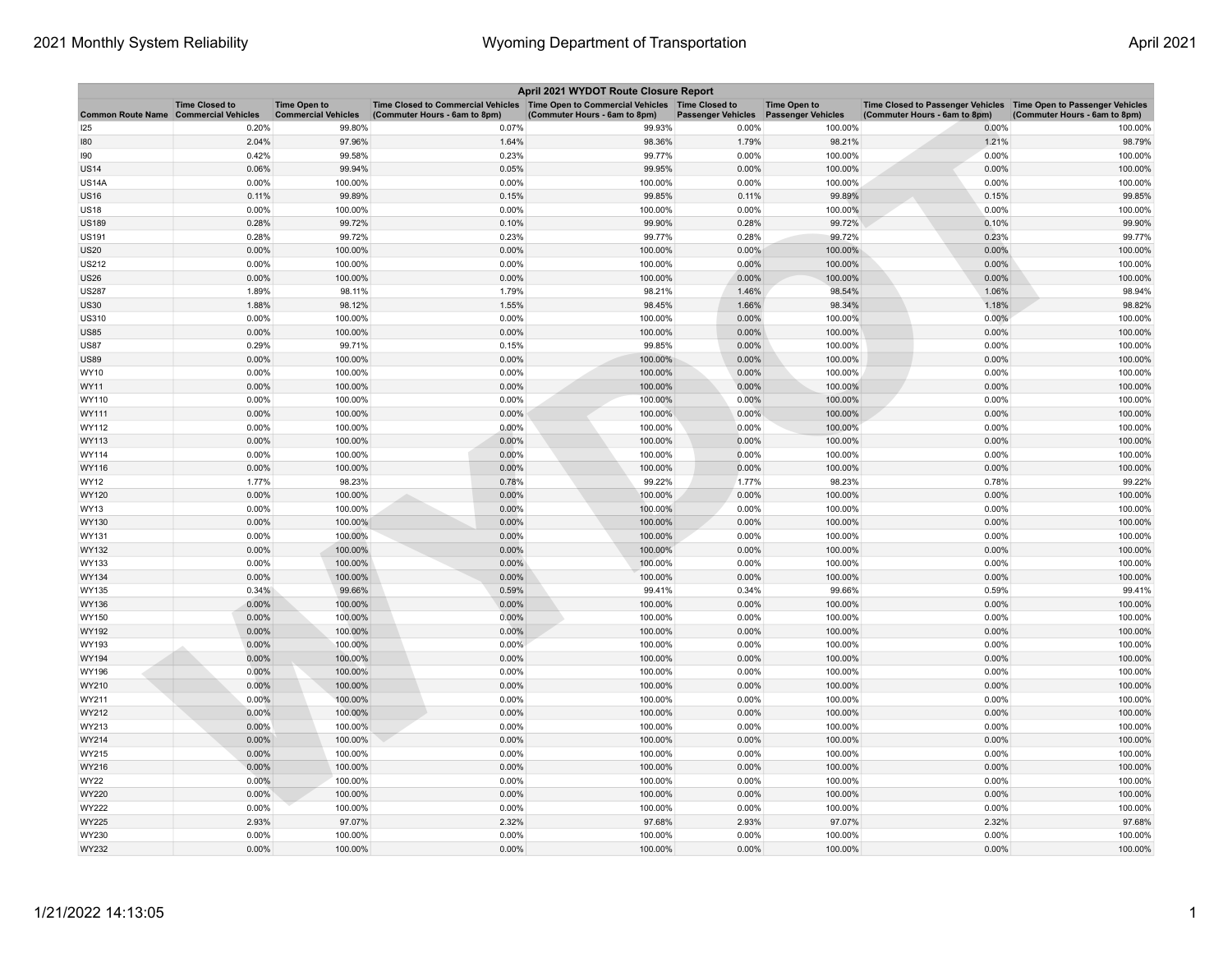| April 2021 WYDOT Route Closure Report | | | | | | | | |
|---|---|---|---|---|---|---|---|---|
| Common Route Name | Time Closed to Commercial Vehicles | Time Open to Commercial Vehicles | Time Closed to Commercial Vehicles (Commuter Hours - 6am to 8pm) | Time Open to Commercial Vehicles (Commuter Hours - 6am to 8pm) | Time Closed to Passenger Vehicles | Time Open to Passenger Vehicles | Time Closed to Passenger Vehicles (Commuter Hours - 6am to 8pm) | Time Open to Passenger Vehicles (Commuter Hours - 6am to 8pm) |
| I25 | 0.20% | 99.80% | 0.07% | 99.93% | 0.00% | 100.00% | 0.00% | 100.00% |
| I80 | 2.04% | 97.96% | 1.64% | 98.36% | 1.79% | 98.21% | 1.21% | 98.79% |
| I90 | 0.42% | 99.58% | 0.23% | 99.77% | 0.00% | 100.00% | 0.00% | 100.00% |
| US14 | 0.06% | 99.94% | 0.05% | 99.95% | 0.00% | 100.00% | 0.00% | 100.00% |
| US14A | 0.00% | 100.00% | 0.00% | 100.00% | 0.00% | 100.00% | 0.00% | 100.00% |
| US16 | 0.11% | 99.89% | 0.15% | 99.85% | 0.11% | 99.89% | 0.15% | 99.85% |
| US18 | 0.00% | 100.00% | 0.00% | 100.00% | 0.00% | 100.00% | 0.00% | 100.00% |
| US189 | 0.28% | 99.72% | 0.10% | 99.90% | 0.28% | 99.72% | 0.10% | 99.90% |
| US191 | 0.28% | 99.72% | 0.23% | 99.77% | 0.28% | 99.72% | 0.23% | 99.77% |
| US20 | 0.00% | 100.00% | 0.00% | 100.00% | 0.00% | 100.00% | 0.00% | 100.00% |
| US212 | 0.00% | 100.00% | 0.00% | 100.00% | 0.00% | 100.00% | 0.00% | 100.00% |
| US26 | 0.00% | 100.00% | 0.00% | 100.00% | 0.00% | 100.00% | 0.00% | 100.00% |
| US287 | 1.89% | 98.11% | 1.79% | 98.21% | 1.46% | 98.54% | 1.06% | 98.94% |
| US30 | 1.88% | 98.12% | 1.55% | 98.45% | 1.66% | 98.34% | 1.18% | 98.82% |
| US310 | 0.00% | 100.00% | 0.00% | 100.00% | 0.00% | 100.00% | 0.00% | 100.00% |
| US85 | 0.00% | 100.00% | 0.00% | 100.00% | 0.00% | 100.00% | 0.00% | 100.00% |
| US87 | 0.29% | 99.71% | 0.15% | 99.85% | 0.00% | 100.00% | 0.00% | 100.00% |
| US89 | 0.00% | 100.00% | 0.00% | 100.00% | 0.00% | 100.00% | 0.00% | 100.00% |
| WY10 | 0.00% | 100.00% | 0.00% | 100.00% | 0.00% | 100.00% | 0.00% | 100.00% |
| WY11 | 0.00% | 100.00% | 0.00% | 100.00% | 0.00% | 100.00% | 0.00% | 100.00% |
| WY110 | 0.00% | 100.00% | 0.00% | 100.00% | 0.00% | 100.00% | 0.00% | 100.00% |
| WY111 | 0.00% | 100.00% | 0.00% | 100.00% | 0.00% | 100.00% | 0.00% | 100.00% |
| WY112 | 0.00% | 100.00% | 0.00% | 100.00% | 0.00% | 100.00% | 0.00% | 100.00% |
| WY113 | 0.00% | 100.00% | 0.00% | 100.00% | 0.00% | 100.00% | 0.00% | 100.00% |
| WY114 | 0.00% | 100.00% | 0.00% | 100.00% | 0.00% | 100.00% | 0.00% | 100.00% |
| WY116 | 0.00% | 100.00% | 0.00% | 100.00% | 0.00% | 100.00% | 0.00% | 100.00% |
| WY12 | 1.77% | 98.23% | 0.78% | 99.22% | 1.77% | 98.23% | 0.78% | 99.22% |
| WY120 | 0.00% | 100.00% | 0.00% | 100.00% | 0.00% | 100.00% | 0.00% | 100.00% |
| WY13 | 0.00% | 100.00% | 0.00% | 100.00% | 0.00% | 100.00% | 0.00% | 100.00% |
| WY130 | 0.00% | 100.00% | 0.00% | 100.00% | 0.00% | 100.00% | 0.00% | 100.00% |
| WY131 | 0.00% | 100.00% | 0.00% | 100.00% | 0.00% | 100.00% | 0.00% | 100.00% |
| WY132 | 0.00% | 100.00% | 0.00% | 100.00% | 0.00% | 100.00% | 0.00% | 100.00% |
| WY133 | 0.00% | 100.00% | 0.00% | 100.00% | 0.00% | 100.00% | 0.00% | 100.00% |
| WY134 | 0.00% | 100.00% | 0.00% | 100.00% | 0.00% | 100.00% | 0.00% | 100.00% |
| WY135 | 0.34% | 99.66% | 0.59% | 99.41% | 0.34% | 99.66% | 0.59% | 99.41% |
| WY136 | 0.00% | 100.00% | 0.00% | 100.00% | 0.00% | 100.00% | 0.00% | 100.00% |
| WY150 | 0.00% | 100.00% | 0.00% | 100.00% | 0.00% | 100.00% | 0.00% | 100.00% |
| WY192 | 0.00% | 100.00% | 0.00% | 100.00% | 0.00% | 100.00% | 0.00% | 100.00% |
| WY193 | 0.00% | 100.00% | 0.00% | 100.00% | 0.00% | 100.00% | 0.00% | 100.00% |
| WY194 | 0.00% | 100.00% | 0.00% | 100.00% | 0.00% | 100.00% | 0.00% | 100.00% |
| WY196 | 0.00% | 100.00% | 0.00% | 100.00% | 0.00% | 100.00% | 0.00% | 100.00% |
| WY210 | 0.00% | 100.00% | 0.00% | 100.00% | 0.00% | 100.00% | 0.00% | 100.00% |
| WY211 | 0.00% | 100.00% | 0.00% | 100.00% | 0.00% | 100.00% | 0.00% | 100.00% |
| WY212 | 0.00% | 100.00% | 0.00% | 100.00% | 0.00% | 100.00% | 0.00% | 100.00% |
| WY213 | 0.00% | 100.00% | 0.00% | 100.00% | 0.00% | 100.00% | 0.00% | 100.00% |
| WY214 | 0.00% | 100.00% | 0.00% | 100.00% | 0.00% | 100.00% | 0.00% | 100.00% |
| WY215 | 0.00% | 100.00% | 0.00% | 100.00% | 0.00% | 100.00% | 0.00% | 100.00% |
| WY216 | 0.00% | 100.00% | 0.00% | 100.00% | 0.00% | 100.00% | 0.00% | 100.00% |
| WY22 | 0.00% | 100.00% | 0.00% | 100.00% | 0.00% | 100.00% | 0.00% | 100.00% |
| WY220 | 0.00% | 100.00% | 0.00% | 100.00% | 0.00% | 100.00% | 0.00% | 100.00% |
| WY222 | 0.00% | 100.00% | 0.00% | 100.00% | 0.00% | 100.00% | 0.00% | 100.00% |
| WY225 | 2.93% | 97.07% | 2.32% | 97.68% | 2.93% | 97.07% | 2.32% | 97.68% |
| WY230 | 0.00% | 100.00% | 0.00% | 100.00% | 0.00% | 100.00% | 0.00% | 100.00% |
| WY232 | 0.00% | 100.00% | 0.00% | 100.00% | 0.00% | 100.00% | 0.00% | 100.00% |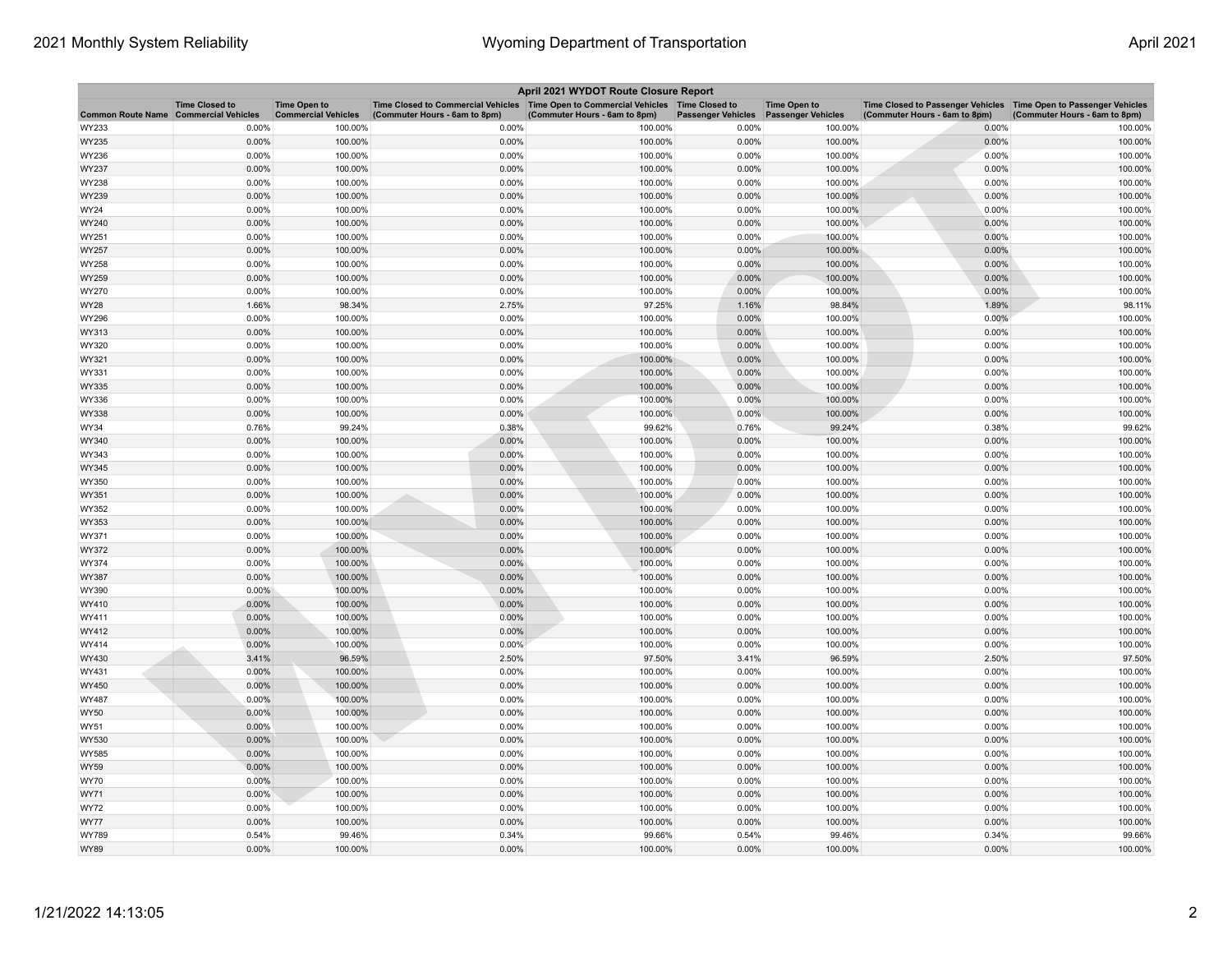| April 2021 WYDOT Route Closure Report | | | | | | | | |
|---|---|---|---|---|---|---|---|---|
| Common Route Name | Time Closed to Commercial Vehicles | Time Open to Commercial Vehicles | Time Closed to Commercial Vehicles (Commuter Hours - 6am to 8pm) | Time Open to Commercial Vehicles (Commuter Hours - 6am to 8pm) | Time Closed to Passenger Vehicles | Time Open to Passenger Vehicles | Time Closed to Passenger Vehicles (Commuter Hours - 6am to 8pm) | Time Open to Passenger Vehicles (Commuter Hours - 6am to 8pm) |
| WY233 | 0.00% | 100.00% | 0.00% | 100.00% | 0.00% | 100.00% | 0.00% | 100.00% |
| WY235 | 0.00% | 100.00% | 0.00% | 100.00% | 0.00% | 100.00% | 0.00% | 100.00% |
| WY236 | 0.00% | 100.00% | 0.00% | 100.00% | 0.00% | 100.00% | 0.00% | 100.00% |
| WY237 | 0.00% | 100.00% | 0.00% | 100.00% | 0.00% | 100.00% | 0.00% | 100.00% |
| WY238 | 0.00% | 100.00% | 0.00% | 100.00% | 0.00% | 100.00% | 0.00% | 100.00% |
| WY239 | 0.00% | 100.00% | 0.00% | 100.00% | 0.00% | 100.00% | 0.00% | 100.00% |
| WY24 | 0.00% | 100.00% | 0.00% | 100.00% | 0.00% | 100.00% | 0.00% | 100.00% |
| WY240 | 0.00% | 100.00% | 0.00% | 100.00% | 0.00% | 100.00% | 0.00% | 100.00% |
| WY251 | 0.00% | 100.00% | 0.00% | 100.00% | 0.00% | 100.00% | 0.00% | 100.00% |
| WY257 | 0.00% | 100.00% | 0.00% | 100.00% | 0.00% | 100.00% | 0.00% | 100.00% |
| WY258 | 0.00% | 100.00% | 0.00% | 100.00% | 0.00% | 100.00% | 0.00% | 100.00% |
| WY259 | 0.00% | 100.00% | 0.00% | 100.00% | 0.00% | 100.00% | 0.00% | 100.00% |
| WY270 | 0.00% | 100.00% | 0.00% | 100.00% | 0.00% | 100.00% | 0.00% | 100.00% |
| WY28 | 1.66% | 98.34% | 2.75% | 97.25% | 1.16% | 98.84% | 1.89% | 98.11% |
| WY296 | 0.00% | 100.00% | 0.00% | 100.00% | 0.00% | 100.00% | 0.00% | 100.00% |
| WY313 | 0.00% | 100.00% | 0.00% | 100.00% | 0.00% | 100.00% | 0.00% | 100.00% |
| WY320 | 0.00% | 100.00% | 0.00% | 100.00% | 0.00% | 100.00% | 0.00% | 100.00% |
| WY321 | 0.00% | 100.00% | 0.00% | 100.00% | 0.00% | 100.00% | 0.00% | 100.00% |
| WY331 | 0.00% | 100.00% | 0.00% | 100.00% | 0.00% | 100.00% | 0.00% | 100.00% |
| WY335 | 0.00% | 100.00% | 0.00% | 100.00% | 0.00% | 100.00% | 0.00% | 100.00% |
| WY336 | 0.00% | 100.00% | 0.00% | 100.00% | 0.00% | 100.00% | 0.00% | 100.00% |
| WY338 | 0.00% | 100.00% | 0.00% | 100.00% | 0.00% | 100.00% | 0.00% | 100.00% |
| WY34 | 0.76% | 99.24% | 0.38% | 99.62% | 0.76% | 99.24% | 0.38% | 99.62% |
| WY340 | 0.00% | 100.00% | 0.00% | 100.00% | 0.00% | 100.00% | 0.00% | 100.00% |
| WY343 | 0.00% | 100.00% | 0.00% | 100.00% | 0.00% | 100.00% | 0.00% | 100.00% |
| WY345 | 0.00% | 100.00% | 0.00% | 100.00% | 0.00% | 100.00% | 0.00% | 100.00% |
| WY350 | 0.00% | 100.00% | 0.00% | 100.00% | 0.00% | 100.00% | 0.00% | 100.00% |
| WY351 | 0.00% | 100.00% | 0.00% | 100.00% | 0.00% | 100.00% | 0.00% | 100.00% |
| WY352 | 0.00% | 100.00% | 0.00% | 100.00% | 0.00% | 100.00% | 0.00% | 100.00% |
| WY353 | 0.00% | 100.00% | 0.00% | 100.00% | 0.00% | 100.00% | 0.00% | 100.00% |
| WY371 | 0.00% | 100.00% | 0.00% | 100.00% | 0.00% | 100.00% | 0.00% | 100.00% |
| WY372 | 0.00% | 100.00% | 0.00% | 100.00% | 0.00% | 100.00% | 0.00% | 100.00% |
| WY374 | 0.00% | 100.00% | 0.00% | 100.00% | 0.00% | 100.00% | 0.00% | 100.00% |
| WY387 | 0.00% | 100.00% | 0.00% | 100.00% | 0.00% | 100.00% | 0.00% | 100.00% |
| WY390 | 0.00% | 100.00% | 0.00% | 100.00% | 0.00% | 100.00% | 0.00% | 100.00% |
| WY410 | 0.00% | 100.00% | 0.00% | 100.00% | 0.00% | 100.00% | 0.00% | 100.00% |
| WY411 | 0.00% | 100.00% | 0.00% | 100.00% | 0.00% | 100.00% | 0.00% | 100.00% |
| WY412 | 0.00% | 100.00% | 0.00% | 100.00% | 0.00% | 100.00% | 0.00% | 100.00% |
| WY414 | 0.00% | 100.00% | 0.00% | 100.00% | 0.00% | 100.00% | 0.00% | 100.00% |
| WY430 | 3.41% | 96.59% | 2.50% | 97.50% | 3.41% | 96.59% | 2.50% | 97.50% |
| WY431 | 0.00% | 100.00% | 0.00% | 100.00% | 0.00% | 100.00% | 0.00% | 100.00% |
| WY450 | 0.00% | 100.00% | 0.00% | 100.00% | 0.00% | 100.00% | 0.00% | 100.00% |
| WY487 | 0.00% | 100.00% | 0.00% | 100.00% | 0.00% | 100.00% | 0.00% | 100.00% |
| WY50 | 0.00% | 100.00% | 0.00% | 100.00% | 0.00% | 100.00% | 0.00% | 100.00% |
| WY51 | 0.00% | 100.00% | 0.00% | 100.00% | 0.00% | 100.00% | 0.00% | 100.00% |
| WY530 | 0.00% | 100.00% | 0.00% | 100.00% | 0.00% | 100.00% | 0.00% | 100.00% |
| WY585 | 0.00% | 100.00% | 0.00% | 100.00% | 0.00% | 100.00% | 0.00% | 100.00% |
| WY59 | 0.00% | 100.00% | 0.00% | 100.00% | 0.00% | 100.00% | 0.00% | 100.00% |
| WY70 | 0.00% | 100.00% | 0.00% | 100.00% | 0.00% | 100.00% | 0.00% | 100.00% |
| WY71 | 0.00% | 100.00% | 0.00% | 100.00% | 0.00% | 100.00% | 0.00% | 100.00% |
| WY72 | 0.00% | 100.00% | 0.00% | 100.00% | 0.00% | 100.00% | 0.00% | 100.00% |
| WY77 | 0.00% | 100.00% | 0.00% | 100.00% | 0.00% | 100.00% | 0.00% | 100.00% |
| WY789 | 0.54% | 99.46% | 0.34% | 99.66% | 0.54% | 99.46% | 0.34% | 99.66% |
| WY89 | 0.00% | 100.00% | 0.00% | 100.00% | 0.00% | 100.00% | 0.00% | 100.00% |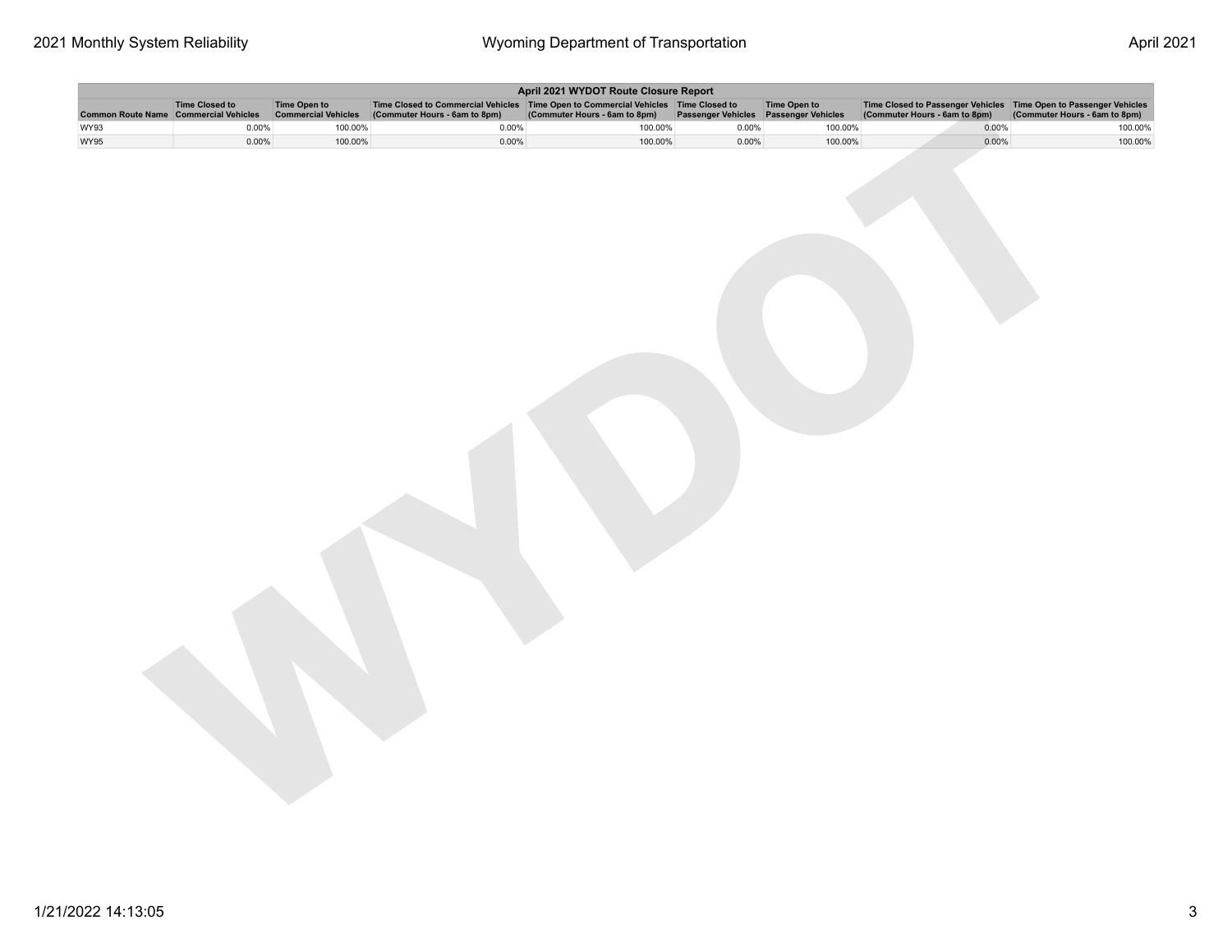| April 2021 WYDOT Route Closure Report | | | | | | | | |
|---|---|---|---|---|---|---|---|---|
| Common Route Name | Time Closed to Commercial Vehicles | Time Open to Commercial Vehicles | Time Closed to Commercial Vehicles (Commuter Hours - 6am to 8pm) | Time Open to Commercial Vehicles (Commuter Hours - 6am to 8pm) | Time Closed to Passenger Vehicles | Time Open to Passenger Vehicles | Time Closed to Passenger Vehicles (Commuter Hours - 6am to 8pm) | Time Open to Passenger Vehicles (Commuter Hours - 6am to 8pm) |
| WY93 | 0.00% | 100.00% | 0.00% | 100.00% | 0.00% | 100.00% | 0.00% | 100.00% |
| WY95 | 0.00% | 100.00% | 0.00% | 100.00% | 0.00% | 100.00% | 0.00% | 100.00% |